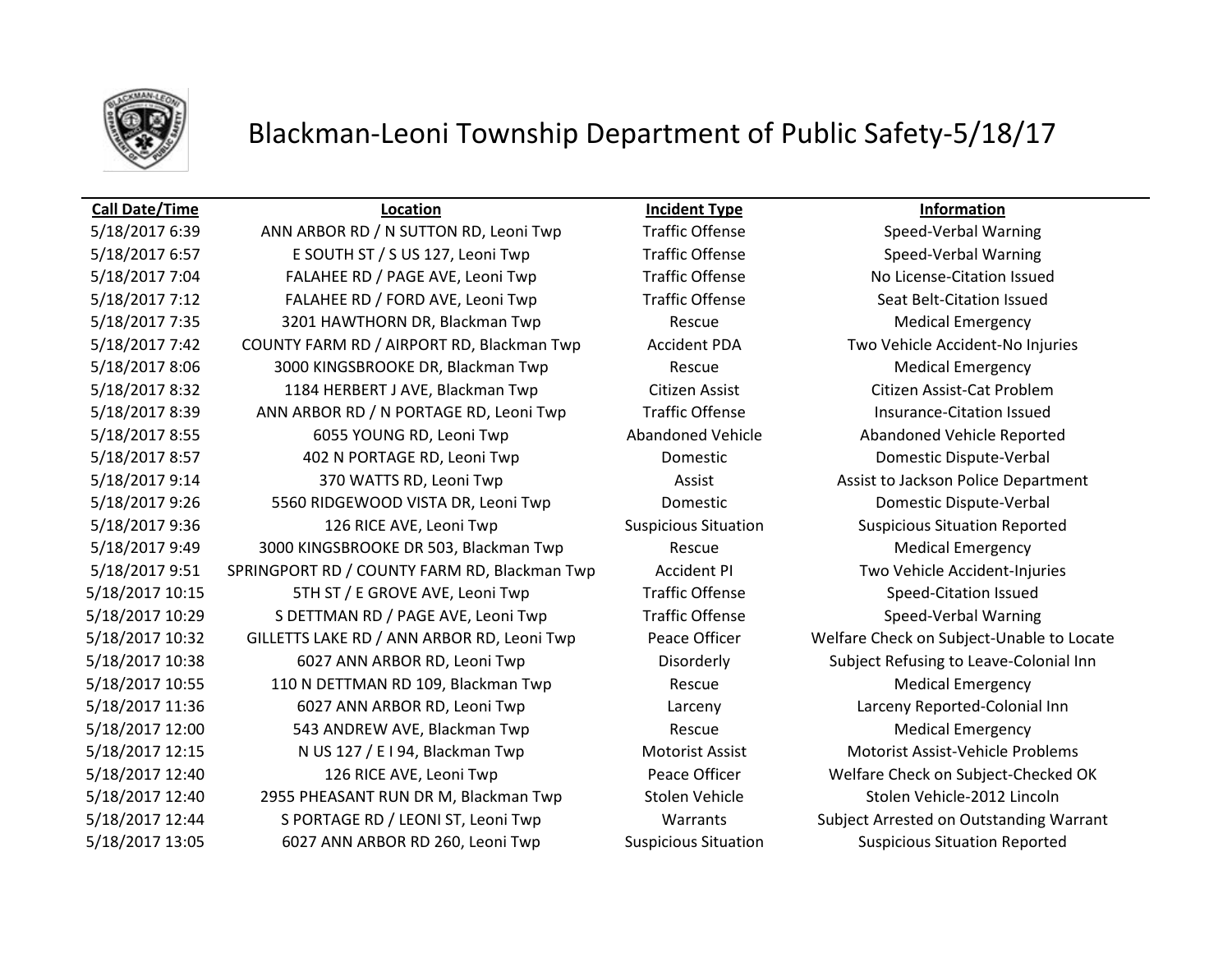# Blackman-Leoni Township Department of Public Safety-5/18/17

| Call Date/Time | Location | Incident Type | Information |
|---|---|---|---|
| 5/18/2017 6:39 | ANN ARBOR RD / N SUTTON RD, Leoni Twp | Traffic Offense | Speed-Verbal Warning |
| 5/18/2017 6:57 | E SOUTH ST / S US 127, Leoni Twp | Traffic Offense | Speed-Verbal Warning |
| 5/18/2017 7:04 | FALAHEE RD / PAGE AVE, Leoni Twp | Traffic Offense | No License-Citation Issued |
| 5/18/2017 7:12 | FALAHEE RD / FORD AVE, Leoni Twp | Traffic Offense | Seat Belt-Citation Issued |
| 5/18/2017 7:35 | 3201 HAWTHORN DR, Blackman Twp | Rescue | Medical Emergency |
| 5/18/2017 7:42 | COUNTY FARM RD / AIRPORT RD, Blackman Twp | Accident PDA | Two Vehicle Accident-No Injuries |
| 5/18/2017 8:06 | 3000 KINGSBROOKE DR, Blackman Twp | Rescue | Medical Emergency |
| 5/18/2017 8:32 | 1184 HERBERT J AVE, Blackman Twp | Citizen Assist | Citizen Assist-Cat Problem |
| 5/18/2017 8:39 | ANN ARBOR RD / N PORTAGE RD, Leoni Twp | Traffic Offense | Insurance-Citation Issued |
| 5/18/2017 8:55 | 6055 YOUNG RD, Leoni Twp | Abandoned Vehicle | Abandoned Vehicle Reported |
| 5/18/2017 8:57 | 402 N PORTAGE RD, Leoni Twp | Domestic | Domestic Dispute-Verbal |
| 5/18/2017 9:14 | 370 WATTS RD, Leoni Twp | Assist | Assist to Jackson Police Department |
| 5/18/2017 9:26 | 5560 RIDGEWOOD VISTA DR, Leoni Twp | Domestic | Domestic Dispute-Verbal |
| 5/18/2017 9:36 | 126 RICE AVE, Leoni Twp | Suspicious Situation | Suspicious Situation Reported |
| 5/18/2017 9:49 | 3000 KINGSBROOKE DR 503, Blackman Twp | Rescue | Medical Emergency |
| 5/18/2017 9:51 | SPRINGPORT RD / COUNTY FARM RD, Blackman Twp | Accident PI | Two Vehicle Accident-Injuries |
| 5/18/2017 10:15 | 5TH ST / E GROVE AVE, Leoni Twp | Traffic Offense | Speed-Citation Issued |
| 5/18/2017 10:29 | S DETTMAN RD / PAGE AVE, Leoni Twp | Traffic Offense | Speed-Verbal Warning |
| 5/18/2017 10:32 | GILLETTS LAKE RD / ANN ARBOR RD, Leoni Twp | Peace Officer | Welfare Check on Subject-Unable to Locate |
| 5/18/2017 10:38 | 6027 ANN ARBOR RD, Leoni Twp | Disorderly | Subject Refusing to Leave-Colonial Inn |
| 5/18/2017 10:55 | 110 N DETTMAN RD 109, Blackman Twp | Rescue | Medical Emergency |
| 5/18/2017 11:36 | 6027 ANN ARBOR RD, Leoni Twp | Larceny | Larceny Reported-Colonial Inn |
| 5/18/2017 12:00 | 543 ANDREW AVE, Blackman Twp | Rescue | Medical Emergency |
| 5/18/2017 12:15 | N US 127 / E I 94, Blackman Twp | Motorist Assist | Motorist Assist-Vehicle Problems |
| 5/18/2017 12:40 | 126 RICE AVE, Leoni Twp | Peace Officer | Welfare Check on Subject-Checked OK |
| 5/18/2017 12:40 | 2955 PHEASANT RUN DR M, Blackman Twp | Stolen Vehicle | Stolen Vehicle-2012 Lincoln |
| 5/18/2017 12:44 | S PORTAGE RD / LEONI ST, Leoni Twp | Warrants | Subject Arrested on Outstanding Warrant |
| 5/18/2017 13:05 | 6027 ANN ARBOR RD 260, Leoni Twp | Suspicious Situation | Suspicious Situation Reported |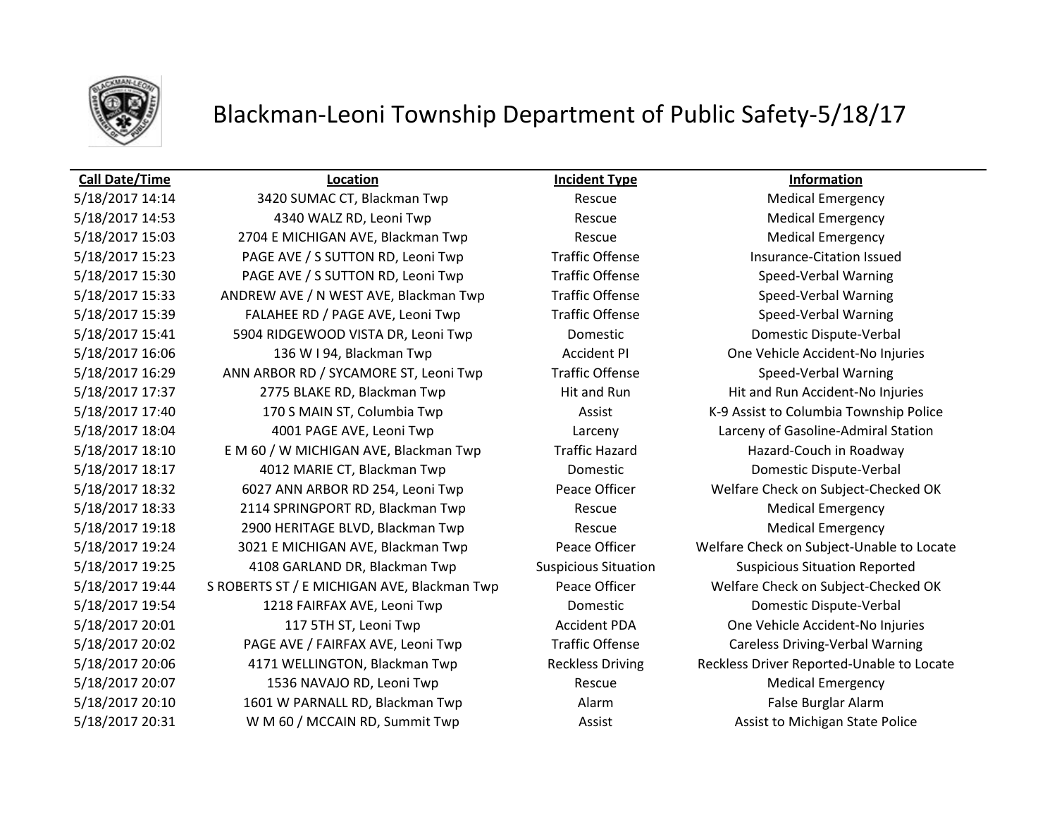# Blackman-Leoni Township Department of Public Safety-5/18/17

| Call Date/Time | Location | Incident Type | Information |
|---|---|---|---|
| 5/18/2017 14:14 | 3420 SUMAC CT, Blackman Twp | Rescue | Medical Emergency |
| 5/18/2017 14:53 | 4340 WALZ RD, Leoni Twp | Rescue | Medical Emergency |
| 5/18/2017 15:03 | 2704 E MICHIGAN AVE, Blackman Twp | Rescue | Medical Emergency |
| 5/18/2017 15:23 | PAGE AVE / S SUTTON RD, Leoni Twp | Traffic Offense | Insurance-Citation Issued |
| 5/18/2017 15:30 | PAGE AVE / S SUTTON RD, Leoni Twp | Traffic Offense | Speed-Verbal Warning |
| 5/18/2017 15:33 | ANDREW AVE / N WEST AVE, Blackman Twp | Traffic Offense | Speed-Verbal Warning |
| 5/18/2017 15:39 | FALAHEE RD / PAGE AVE, Leoni Twp | Traffic Offense | Speed-Verbal Warning |
| 5/18/2017 15:41 | 5904 RIDGEWOOD VISTA DR, Leoni Twp | Domestic | Domestic Dispute-Verbal |
| 5/18/2017 16:06 | 136 W I 94, Blackman Twp | Accident PI | One Vehicle Accident-No Injuries |
| 5/18/2017 16:29 | ANN ARBOR RD / SYCAMORE ST, Leoni Twp | Traffic Offense | Speed-Verbal Warning |
| 5/18/2017 17:37 | 2775 BLAKE RD, Blackman Twp | Hit and Run | Hit and Run Accident-No Injuries |
| 5/18/2017 17:40 | 170 S MAIN ST, Columbia Twp | Assist | K-9 Assist to Columbia Township Police |
| 5/18/2017 18:04 | 4001 PAGE AVE, Leoni Twp | Larceny | Larceny of Gasoline-Admiral Station |
| 5/18/2017 18:10 | E M 60 / W MICHIGAN AVE, Blackman Twp | Traffic Hazard | Hazard-Couch in Roadway |
| 5/18/2017 18:17 | 4012 MARIE CT, Blackman Twp | Domestic | Domestic Dispute-Verbal |
| 5/18/2017 18:32 | 6027 ANN ARBOR RD 254, Leoni Twp | Peace Officer | Welfare Check on Subject-Checked OK |
| 5/18/2017 18:33 | 2114 SPRINGPORT RD, Blackman Twp | Rescue | Medical Emergency |
| 5/18/2017 19:18 | 2900 HERITAGE BLVD, Blackman Twp | Rescue | Medical Emergency |
| 5/18/2017 19:24 | 3021 E MICHIGAN AVE, Blackman Twp | Peace Officer | Welfare Check on Subject-Unable to Locate |
| 5/18/2017 19:25 | 4108 GARLAND DR, Blackman Twp | Suspicious Situation | Suspicious Situation Reported |
| 5/18/2017 19:44 | S ROBERTS ST / E MICHIGAN AVE, Blackman Twp | Peace Officer | Welfare Check on Subject-Checked OK |
| 5/18/2017 19:54 | 1218 FAIRFAX AVE, Leoni Twp | Domestic | Domestic Dispute-Verbal |
| 5/18/2017 20:01 | 117 5TH ST, Leoni Twp | Accident PDA | One Vehicle Accident-No Injuries |
| 5/18/2017 20:02 | PAGE AVE / FAIRFAX AVE, Leoni Twp | Traffic Offense | Careless Driving-Verbal Warning |
| 5/18/2017 20:06 | 4171 WELLINGTON, Blackman Twp | Reckless Driving | Reckless Driver Reported-Unable to Locate |
| 5/18/2017 20:07 | 1536 NAVAJO RD, Leoni Twp | Rescue | Medical Emergency |
| 5/18/2017 20:10 | 1601 W PARNALL RD, Blackman Twp | Alarm | False Burglar Alarm |
| 5/18/2017 20:31 | W M 60 / MCCAIN RD, Summit Twp | Assist | Assist to Michigan State Police |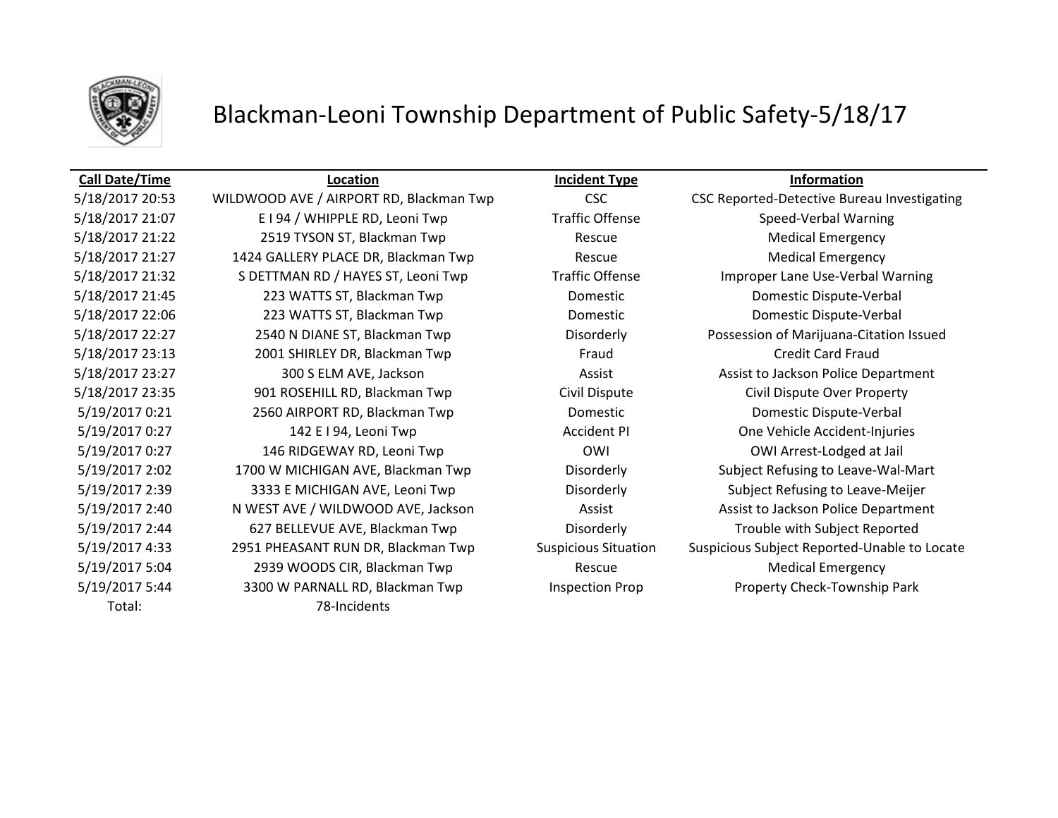# Blackman-Leoni Township Department of Public Safety-5/18/17

| Call Date/Time | Location | Incident Type | Information |
|---|---|---|---|
| 5/18/2017 20:53 | WILDWOOD AVE / AIRPORT RD, Blackman Twp | CSC | CSC Reported-Detective Bureau Investigating |
| 5/18/2017 21:07 | E I 94 / WHIPPLE RD, Leoni Twp | Traffic Offense | Speed-Verbal Warning |
| 5/18/2017 21:22 | 2519 TYSON ST, Blackman Twp | Rescue | Medical Emergency |
| 5/18/2017 21:27 | 1424 GALLERY PLACE DR, Blackman Twp | Rescue | Medical Emergency |
| 5/18/2017 21:32 | S DETTMAN RD / HAYES ST, Leoni Twp | Traffic Offense | Improper Lane Use-Verbal Warning |
| 5/18/2017 21:45 | 223 WATTS ST, Blackman Twp | Domestic | Domestic Dispute-Verbal |
| 5/18/2017 22:06 | 223 WATTS ST, Blackman Twp | Domestic | Domestic Dispute-Verbal |
| 5/18/2017 22:27 | 2540 N DIANE ST, Blackman Twp | Disorderly | Possession of Marijuana-Citation Issued |
| 5/18/2017 23:13 | 2001 SHIRLEY DR, Blackman Twp | Fraud | Credit Card Fraud |
| 5/18/2017 23:27 | 300 S ELM AVE, Jackson | Assist | Assist to Jackson Police Department |
| 5/18/2017 23:35 | 901 ROSEHILL RD, Blackman Twp | Civil Dispute | Civil Dispute Over Property |
| 5/19/2017 0:21 | 2560 AIRPORT RD, Blackman Twp | Domestic | Domestic Dispute-Verbal |
| 5/19/2017 0:27 | 142 E I 94, Leoni Twp | Accident PI | One Vehicle Accident-Injuries |
| 5/19/2017 0:27 | 146 RIDGEWAY RD, Leoni Twp | OWI | OWI Arrest-Lodged at Jail |
| 5/19/2017 2:02 | 1700 W MICHIGAN AVE, Blackman Twp | Disorderly | Subject Refusing to Leave-Wal-Mart |
| 5/19/2017 2:39 | 3333 E MICHIGAN AVE, Leoni Twp | Disorderly | Subject Refusing to Leave-Meijer |
| 5/19/2017 2:40 | N WEST AVE / WILDWOOD AVE, Jackson | Assist | Assist to Jackson Police Department |
| 5/19/2017 2:44 | 627 BELLEVUE AVE, Blackman Twp | Disorderly | Trouble with Subject Reported |
| 5/19/2017 4:33 | 2951 PHEASANT RUN DR, Blackman Twp | Suspicious Situation | Suspicious Subject Reported-Unable to Locate |
| 5/19/2017 5:04 | 2939 WOODS CIR, Blackman Twp | Rescue | Medical Emergency |
| 5/19/2017 5:44 | 3300 W PARNALL RD, Blackman Twp | Inspection Prop | Property Check-Township Park |
| Total: | 78-Incidents | | |